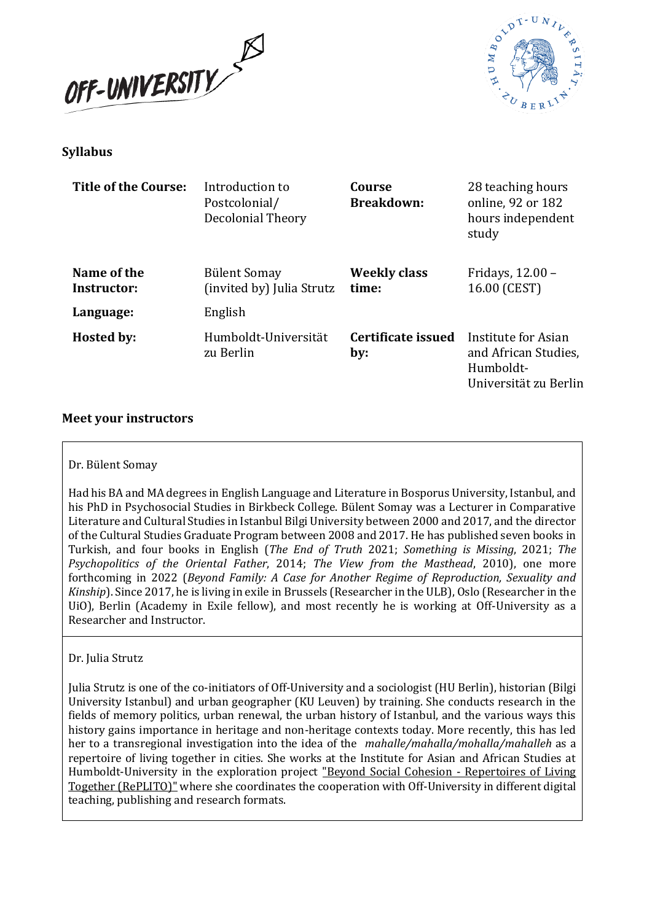**Syllabus**

| **Title of the Course:** | Introduction to Postcolonial/ Decolonial Theory | **Course Breakdown:** | 28 teaching hours online, 92 or 182 hours independent study |
|---|---|---|---|
| **Name of the Instructor:** | Bülent Somay (invited by) Julia Strutz | **Weekly class time:** | Fridays, 12.00 – 16.00 (CEST) |
| **Language:** | English | | |
| **Hosted by:** | Humboldt-Universität zu Berlin | **Certificate issued by:** | Institute for Asian and African Studies, Humboldt-Universität zu Berlin |

## Meet your instructors

Dr. Bülent Somay

Had his BA and MA degrees in English Language and Literature in Bosporus University, Istanbul, and his PhD in Psychosocial Studies in Birkbeck College. Bülent Somay was a Lecturer in Comparative Literature and Cultural Studies in Istanbul Bilgi University between 2000 and 2017, and the director of the Cultural Studies Graduate Program between 2008 and 2017. He has published seven books in Turkish, and four books in English (*The End of Truth* 2021; *Something is Missing*, 2021; *The Psychopolitics of the Oriental Father*, 2014; *The View from the Masthead*, 2010), one more forthcoming in 2022 (*Beyond Family: A Case for Another Regime of Reproduction, Sexuality and Kinship*). Since 2017, he is living in exile in Brussels (Researcher in the ULB), Oslo (Researcher in the UiO), Berlin (Academy in Exile fellow), and most recently he is working at Off-University as a Researcher and Instructor.

Dr. Julia Strutz

Julia Strutz is one of the co-initiators of Off-University and a sociologist (HU Berlin), historian (Bilgi University Istanbul) and urban geographer (KU Leuven) by training. She conducts research in the fields of memory politics, urban renewal, the urban history of Istanbul, and the various ways this history gains importance in heritage and non-heritage contexts today. More recently, this has led her to a transregional investigation into the idea of the *mahalle/mahalla/mohalla/mahalleh* as a repertoire of living together in cities. She works at the Institute for Asian and African Studies at Humboldt-University in the exploration project "Beyond Social Cohesion - Repertoires of Living Together (RePLITO)" where she coordinates the cooperation with Off-University in different digital teaching, publishing and research formats.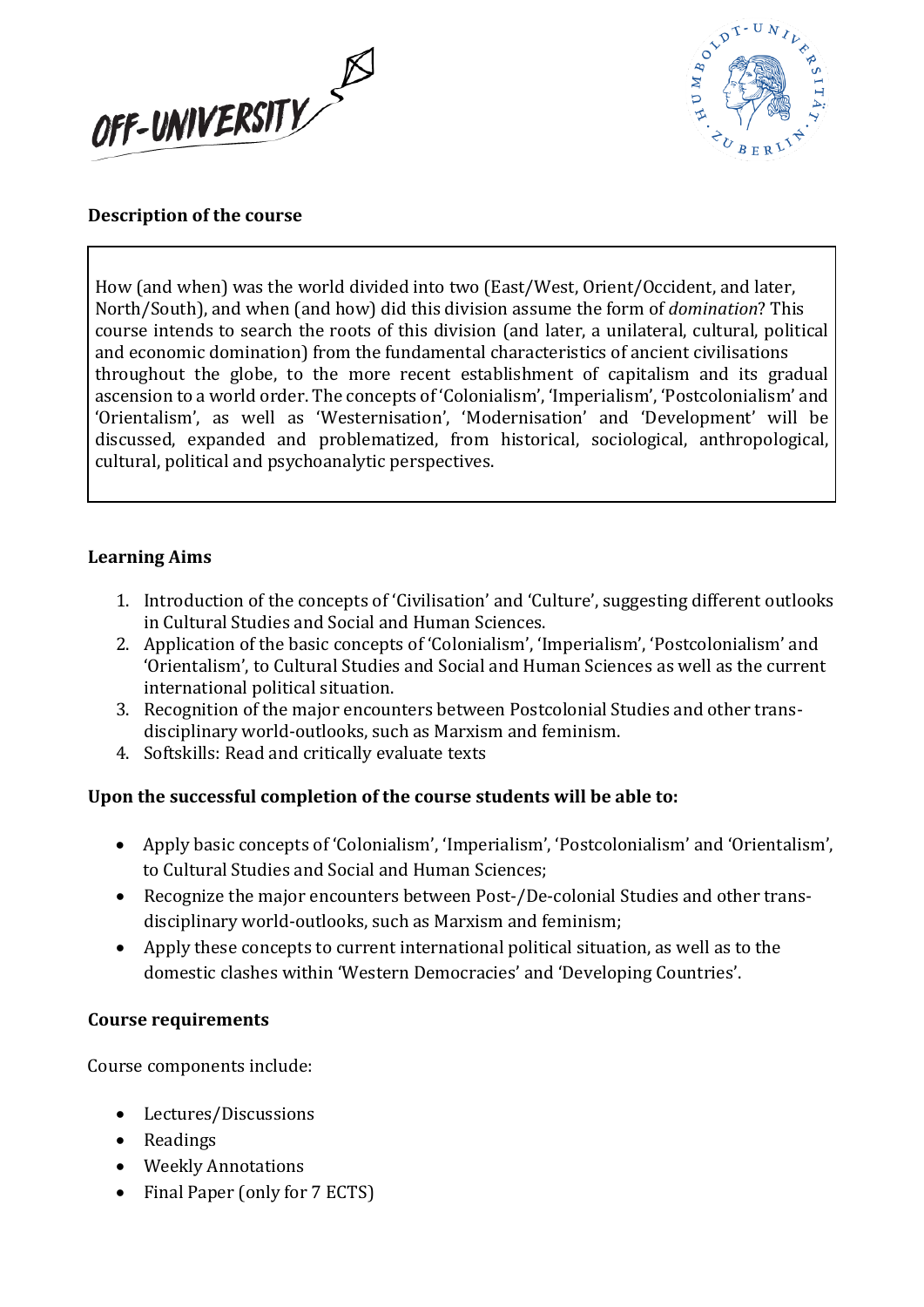**Description of the course**

How (and when) was the world divided into two (East/West, Orient/Occident, and later, North/South), and when (and how) did this division assume the form of *domination*? This course intends to search the roots of this division (and later, a unilateral, cultural, political and economic domination) from the fundamental characteristics of ancient civilisations throughout the globe, to the more recent establishment of capitalism and its gradual ascension to a world order. The concepts of 'Colonialism', 'Imperialism', 'Postcolonialism' and 'Orientalism', as well as 'Westernisation', 'Modernisation' and 'Development' will be discussed, expanded and problematized, from historical, sociological, anthropological, cultural, political and psychoanalytic perspectives.

**Learning Aims**

1. Introduction of the concepts of 'Civilisation' and 'Culture', suggesting different outlooks in Cultural Studies and Social and Human Sciences.
2. Application of the basic concepts of 'Colonialism', 'Imperialism', 'Postcolonialism' and 'Orientalism', to Cultural Studies and Social and Human Sciences as well as the current international political situation.
3. Recognition of the major encounters between Postcolonial Studies and other trans-disciplinary world-outlooks, such as Marxism and feminism.
4. Softskills: Read and critically evaluate texts

**Upon the successful completion of the course students will be able to:**

- Apply basic concepts of 'Colonialism', 'Imperialism', 'Postcolonialism' and 'Orientalism', to Cultural Studies and Social and Human Sciences;
- Recognize the major encounters between Post-/De-colonial Studies and other trans-disciplinary world-outlooks, such as Marxism and feminism;
- Apply these concepts to current international political situation, as well as to the domestic clashes within 'Western Democracies' and 'Developing Countries'.

**Course requirements**

Course components include:

- Lectures/Discussions
- Readings
- Weekly Annotations
- Final Paper (only for 7 ECTS)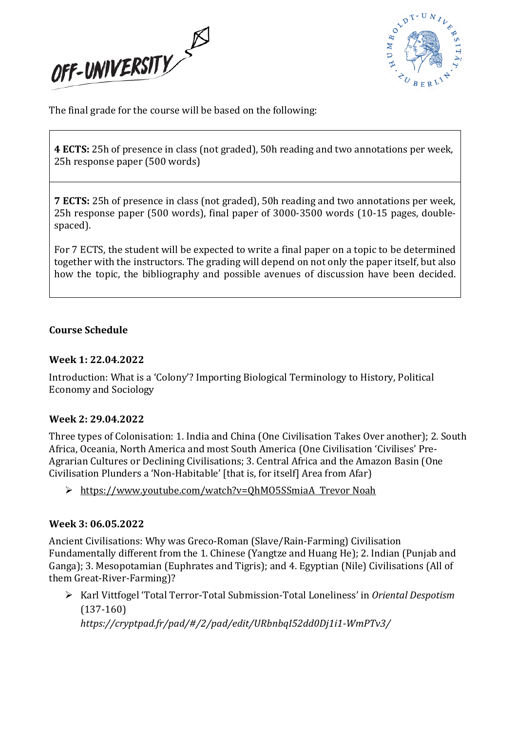The final grade for the course will be based on the following:

| |
|---|
| **4 ECTS:** 25h of presence in class (not graded), 50h reading and two annotations per week, 25h response paper (500 words) |
| **7 ECTS:** 25h of presence in class (not graded), 50h reading and two annotations per week, 25h response paper (500 words), final paper of 3000-3500 words (10-15 pages, double-spaced).<br><br>For 7 ECTS, the student will be expected to write a final paper on a topic to be determined together with the instructors. The grading will depend on not only the paper itself, but also how the topic, the bibliography and possible avenues of discussion have been decided. |

### Course Schedule

#### Week 1: 22.04.2022

Introduction: What is a 'Colony'? Importing Biological Terminology to History, Political Economy and Sociology

#### Week 2: 29.04.2022

Three types of Colonisation: 1. India and China (One Civilisation Takes Over another); 2. South Africa, Oceania, North America and most South America (One Civilisation 'Civilises' Pre-Agrarian Cultures or Declining Civilisations; 3. Central Africa and the Amazon Basin (One Civilisation Plunders a 'Non-Habitable' [that is, for itself] Area from Afar)

- https://www.youtube.com/watch?v=QhMO5SSmiaA Trevor Noah

#### Week 3: 06.05.2022

Ancient Civilisations: Why was Greco-Roman (Slave/Rain-Farming) Civilisation Fundamentally different from the 1. Chinese (Yangtze and Huang He); 2. Indian (Punjab and Ganga); 3. Mesopotamian (Euphrates and Tigris); and 4. Egyptian (Nile) Civilisations (All of them Great-River-Farming)?

- Karl Vittfogel 'Total Terror-Total Submission-Total Loneliness' in *Oriental Despotism* (137-160)
  *https://cryptpad.fr/pad/#/2/pad/edit/URbnbqI52dd0Dj1i1-WmPTv3/*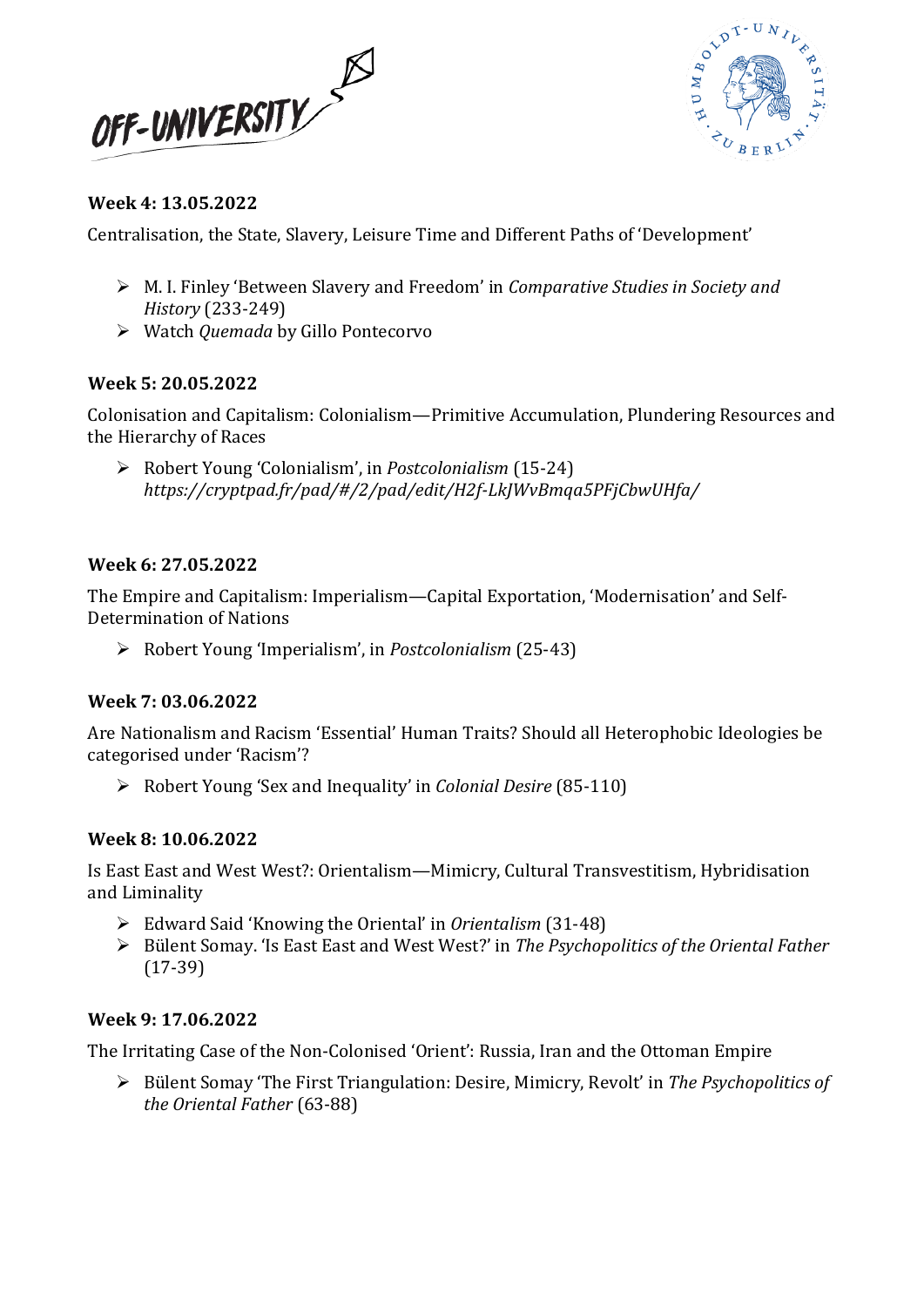### Week 4: 13.05.2022

Centralisation, the State, Slavery, Leisure Time and Different Paths of 'Development'

- M. I. Finley 'Between Slavery and Freedom' in *Comparative Studies in Society and History* (233-249)
- Watch *Quemada* by Gillo Pontecorvo

### Week 5: 20.05.2022

Colonisation and Capitalism: Colonialism—Primitive Accumulation, Plundering Resources and the Hierarchy of Races

- Robert Young 'Colonialism', in *Postcolonialism* (15-24) *https://cryptpad.fr/pad/#/2/pad/edit/H2f-LkJWvBmqa5PFjCbwUHfa/*

### Week 6: 27.05.2022

The Empire and Capitalism: Imperialism—Capital Exportation, 'Modernisation' and Self-Determination of Nations

- Robert Young 'Imperialism', in *Postcolonialism* (25-43)

### Week 7: 03.06.2022

Are Nationalism and Racism 'Essential' Human Traits? Should all Heterophobic Ideologies be categorised under 'Racism'?

- Robert Young 'Sex and Inequality' in *Colonial Desire* (85-110)

### Week 8: 10.06.2022

Is East East and West West?: Orientalism—Mimicry, Cultural Transvestitism, Hybridisation and Liminality

- Edward Said 'Knowing the Oriental' in *Orientalism* (31-48)
- Bülent Somay. 'Is East East and West West?' in *The Psychopolitics of the Oriental Father* (17-39)

### Week 9: 17.06.2022

The Irritating Case of the Non-Colonised 'Orient': Russia, Iran and the Ottoman Empire

- Bülent Somay 'The First Triangulation: Desire, Mimicry, Revolt' in *The Psychopolitics of the Oriental Father* (63-88)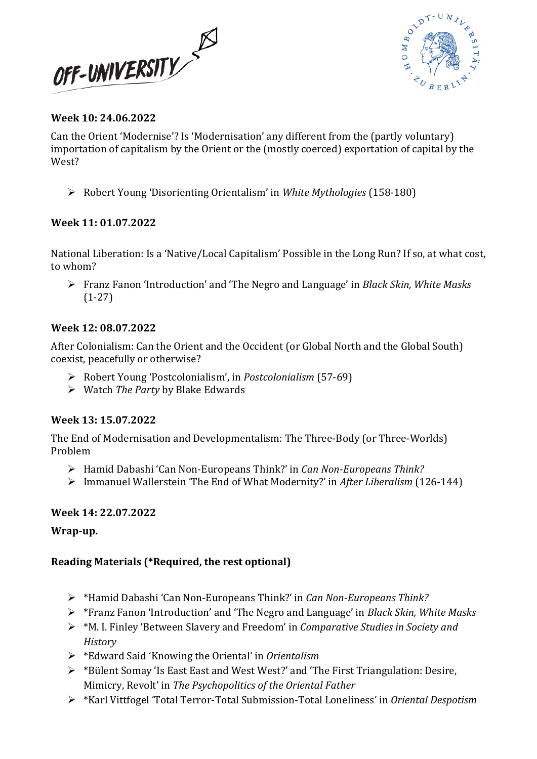**Week 10: 24.06.2022**

Can the Orient 'Modernise'? Is 'Modernisation' any different from the (partly voluntary) importation of capitalism by the Orient or the (mostly coerced) exportation of capital by the West?

- Robert Young 'Disorienting Orientalism' in *White Mythologies* (158-180)

**Week 11: 01.07.2022**

National Liberation: Is a 'Native/Local Capitalism' Possible in the Long Run? If so, at what cost, to whom?

- Franz Fanon 'Introduction' and 'The Negro and Language' in *Black Skin, White Masks* (1-27)

**Week 12: 08.07.2022**

After Colonialism: Can the Orient and the Occident (or Global North and the Global South) coexist, peacefully or otherwise?

- Robert Young 'Postcolonialism', in *Postcolonialism* (57-69)
- Watch *The Party* by Blake Edwards

**Week 13: 15.07.2022**

The End of Modernisation and Developmentalism: The Three-Body (or Three-Worlds) Problem

- Hamid Dabashi 'Can Non-Europeans Think?' in *Can Non-Europeans Think?*
- Immanuel Wallerstein 'The End of What Modernity?' in *After Liberalism* (126-144)

**Week 14: 22.07.2022**

**Wrap-up.**

**Reading Materials (*Required, the rest optional)**

- *Hamid Dabashi 'Can Non-Europeans Think?' in *Can Non-Europeans Think?*
- *Franz Fanon 'Introduction' and 'The Negro and Language' in *Black Skin, White Masks*
- *M. I. Finley 'Between Slavery and Freedom' in *Comparative Studies in Society and History*
- *Edward Said 'Knowing the Oriental' in *Orientalism*
- *Bülent Somay 'Is East East and West West?' and 'The First Triangulation: Desire, Mimicry, Revolt' in *The Psychopolitics of the Oriental Father*
- *Karl Vittfogel 'Total Terror-Total Submission-Total Loneliness' in *Oriental Despotism*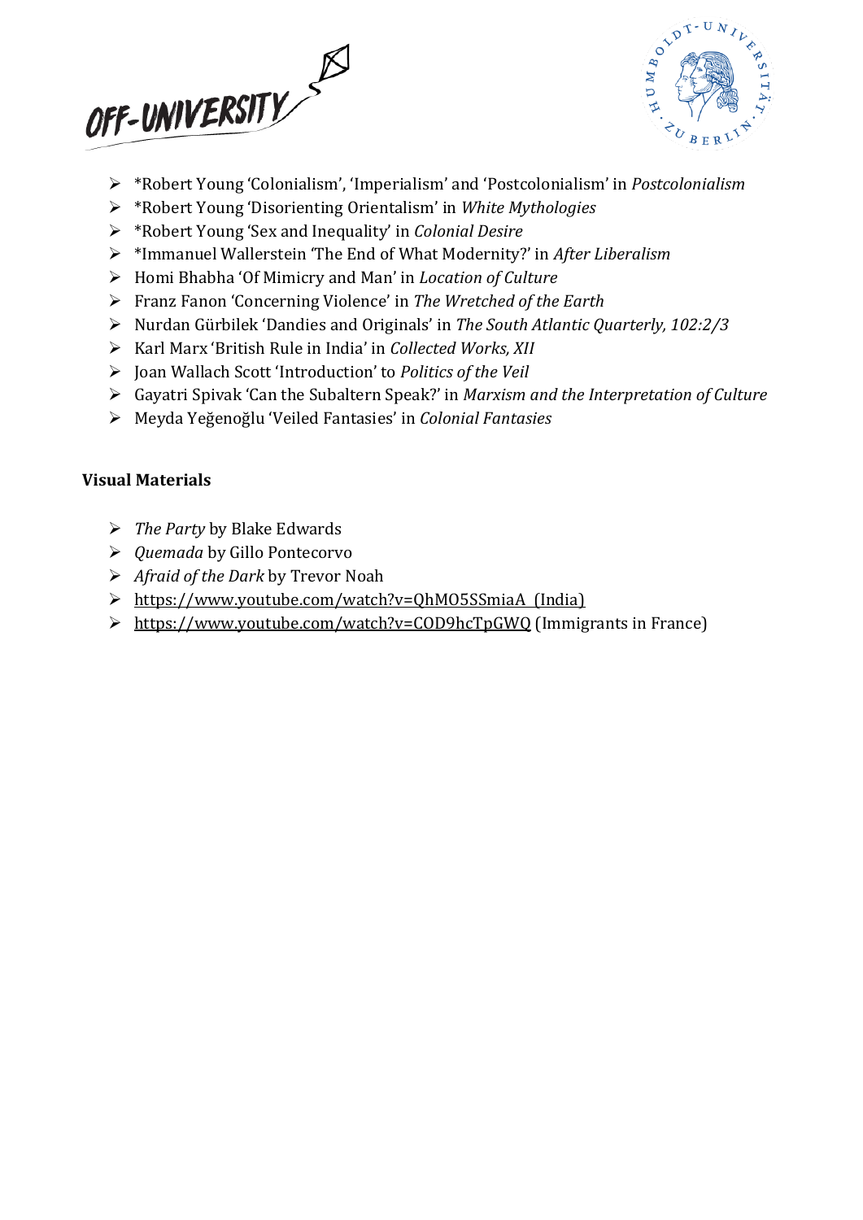- *Robert Young ‘Colonialism’, ‘Imperialism’ and ‘Postcolonialism’ in *Postcolonialism*
- *Robert Young ‘Disorienting Orientalism’ in *White Mythologies*
- *Robert Young ‘Sex and Inequality’ in *Colonial Desire*
- *Immanuel Wallerstein ‘The End of What Modernity?’ in *After Liberalism*
- Homi Bhabha ‘Of Mimicry and Man’ in *Location of Culture*
- Franz Fanon ‘Concerning Violence’ in *The Wretched of the Earth*
- Nurdan Gürbilek ‘Dandies and Originals’ in *The South Atlantic Quarterly, 102:2/3*
- Karl Marx ‘British Rule in India’ in *Collected Works, XII*
- Joan Wallach Scott ‘Introduction’ to *Politics of the Veil*
- Gayatri Spivak ‘Can the Subaltern Speak?’ in *Marxism and the Interpretation of Culture*
- Meyda Yeğenoğlu ‘Veiled Fantasies’ in *Colonial Fantasies*

**Visual Materials**

- *The Party* by Blake Edwards
- *Quemada* by Gillo Pontecorvo
- *Afraid of the Dark* by Trevor Noah
- https://www.youtube.com/watch?v=QhMO5SSmiaA (India)
- https://www.youtube.com/watch?v=COD9hcTpGWQ (Immigrants in France)